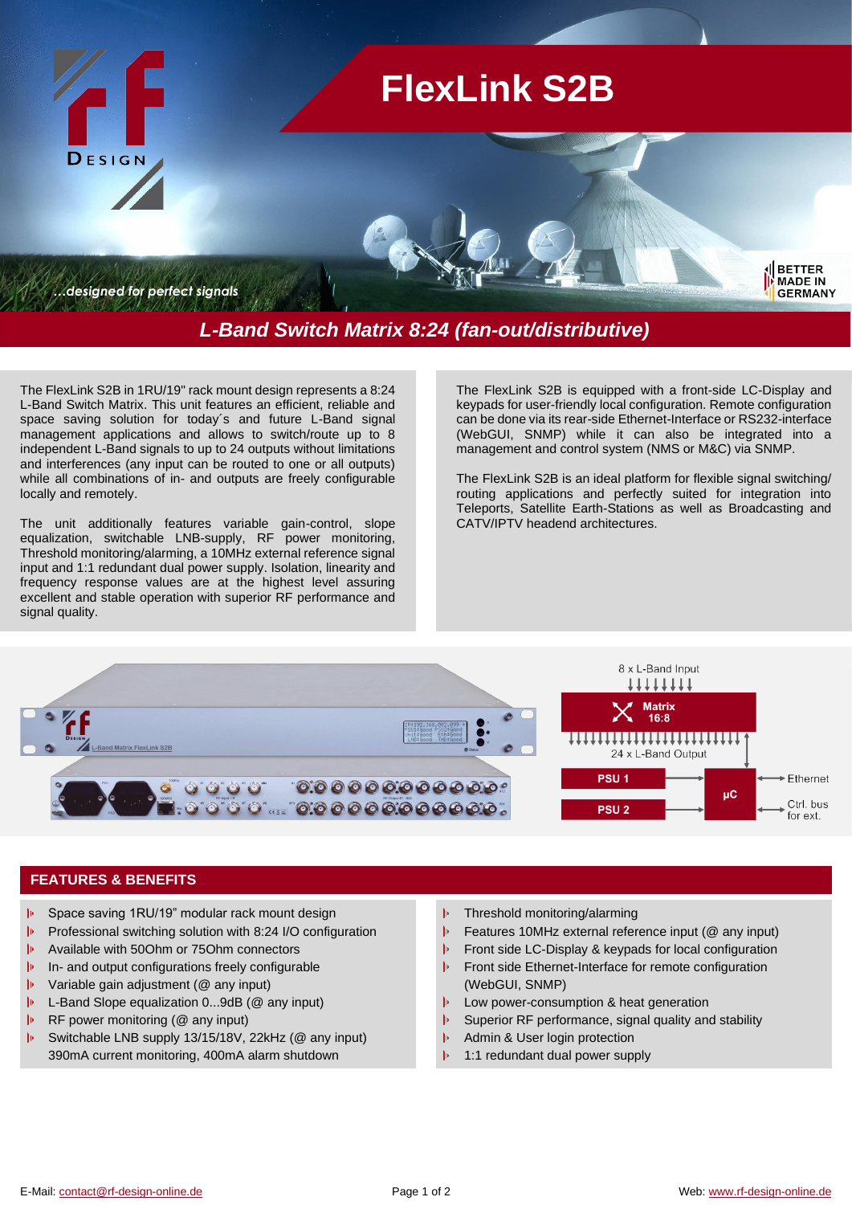# FlexLink S2B

*...designed for perfect signals*

## L-Band Switch Matrix 8:24 (fan-out/distributive)

The FlexLink S2B in 1RU/19" rack mount design represents a 8:24 L-Band Switch Matrix. This unit features an efficient, reliable and space saving solution for today´s and future L-Band signal management applications and allows to switch/route up to 8 independent L-Band signals to up to 24 outputs without limitations and interferences (any input can be routed to one or all outputs) while all combinations of in- and outputs are freely configurable locally and remotely.

The unit additionally features variable gain-control, slope equalization, switchable LNB-supply, RF power monitoring, Threshold monitoring/alarming, a 10MHz external reference signal input and 1:1 redundant dual power supply. Isolation, linearity and frequency response values are at the highest level assuring excellent and stable operation with superior RF performance and signal quality.

The FlexLink S2B is equipped with a front-side LC-Display and keypads for user-friendly local configuration. Remote configuration can be done via its rear-side Ethernet-Interface or RS232-interface (WebGUI, SNMP) while it can also be integrated into a management and control system (NMS or M&C) via SNMP.

The FlexLink S2B is an ideal platform for flexible signal switching/ routing applications and perfectly suited for integration into Teleports, Satellite Earth-Stations as well as Broadcasting and CATV/IPTV headend architectures.

8 x L-Band Input — Matrix 16:8 — 24 x L-Band Output; PSU 1, PSU 2 — µC — Ethernet, Ctrl. bus for ext.

## FEATURES & BENEFITS

- Space saving 1RU/19" modular rack mount design
- Professional switching solution with 8:24 I/O configuration
- Available with 50Ohm or 75Ohm connectors
- In- and output configurations freely configurable
- Variable gain adjustment (@ any input)
- L-Band Slope equalization 0...9dB (@ any input)
- RF power monitoring (@ any input)
- Switchable LNB supply 13/15/18V, 22kHz (@ any input) 390mA current monitoring, 400mA alarm shutdown
- Threshold monitoring/alarming
- Features 10MHz external reference input (@ any input)
- Front side LC-Display & keypads for local configuration
- Front side Ethernet-Interface for remote configuration (WebGUI, SNMP)
- Low power-consumption & heat generation
- Superior RF performance, signal quality and stability
- Admin & User login protection
- 1:1 redundant dual power supply

E-Mail: contact@rf-design-online.de

Web: www.rf-design-online.de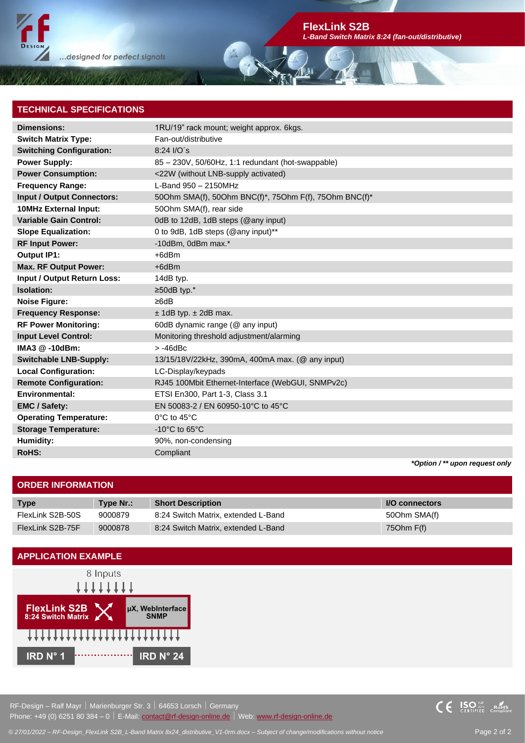## TECHNICAL SPECIFICATIONS

| | |
|---|---|
| **Dimensions:** | 1RU/19" rack mount; weight approx. 6kgs. |
| **Switch Matrix Type:** | Fan-out/distributive |
| **Switching Configuration:** | 8:24 I/O´s |
| **Power Supply:** | 85 – 230V, 50/60Hz, 1:1 redundant (hot-swappable) |
| **Power Consumption:** | <22W (without LNB-supply activated) |
| **Frequency Range:** | L-Band 950 – 2150MHz |
| **Input / Output Connectors:** | 50Ohm SMA(f), 50Ohm BNC(f)*, 75Ohm F(f), 75Ohm BNC(f)* |
| **10MHz External Input:** | 50Ohm SMA(f), rear side |
| **Variable Gain Control:** | 0dB to 12dB, 1dB steps (@any input) |
| **Slope Equalization:** | 0 to 9dB, 1dB steps (@any input)** |
| **RF Input Power:** | -10dBm, 0dBm max.* |
| **Output IP1:** | +6dBm |
| **Max. RF Output Power:** | +6dBm |
| **Input / Output Return Loss:** | 14dB typ. |
| **Isolation:** | ≥50dB typ.* |
| **Noise Figure:** | ≥6dB |
| **Frequency Response:** | ± 1dB typ. ± 2dB max. |
| **RF Power Monitoring:** | 60dB dynamic range (@ any input) |
| **Input Level Control:** | Monitoring threshold adjustment/alarming |
| **IMA3 @ -10dBm:** | > -46dBc |
| **Switchable LNB-Supply:** | 13/15/18V/22kHz, 390mA, 400mA max. (@ any input) |
| **Local Configuration:** | LC-Display/keypads |
| **Remote Configuration:** | RJ45 100Mbit Ethernet-Interface (WebGUI, SNMPv2c) |
| **Environmental:** | ETSI En300, Part 1-3, Class 3.1 |
| **EMC / Safety:** | EN 50083-2 / EN 60950-10°C to 45°C |
| **Operating Temperature:** | 0°C to 45°C |
| **Storage Temperature:** | -10°C to 65°C |
| **Humidity:** | 90%, non-condensing |
| **RoHS:** | Compliant |

***Option / ** upon request only***

## ORDER INFORMATION

| Type | Type Nr.: | Short Description | I/O connectors |
|---|---|---|---|
| FlexLink S2B-50S | 9000879 | 8:24 Switch Matrix, extended L-Band | 50Ohm SMA(f) |
| FlexLink S2B-75F | 9000878 | 8:24 Switch Matrix, extended L-Band | 75Ohm F(f) |

## APPLICATION EXAMPLE

8 Inputs

FlexLink S2B
8:24 Switch Matrix

µX, WebInterface
SNMP

IRD N° 1

IRD N° 24

RF-Design – Ralf Mayr | Marienburger Str. 3 | 64653 Lorsch | Germany
Phone: +49 (0) 6251 80 384 – 0 | E-Mail: contact@rf-design-online.de | Web: www.rf-design-online.de

*© 27/01/2022 – RF-Design_FlexLink S2B_L-Band Matrix 8x24_distributive_V1-0rm.docx – Subject of change/modifications without notice*